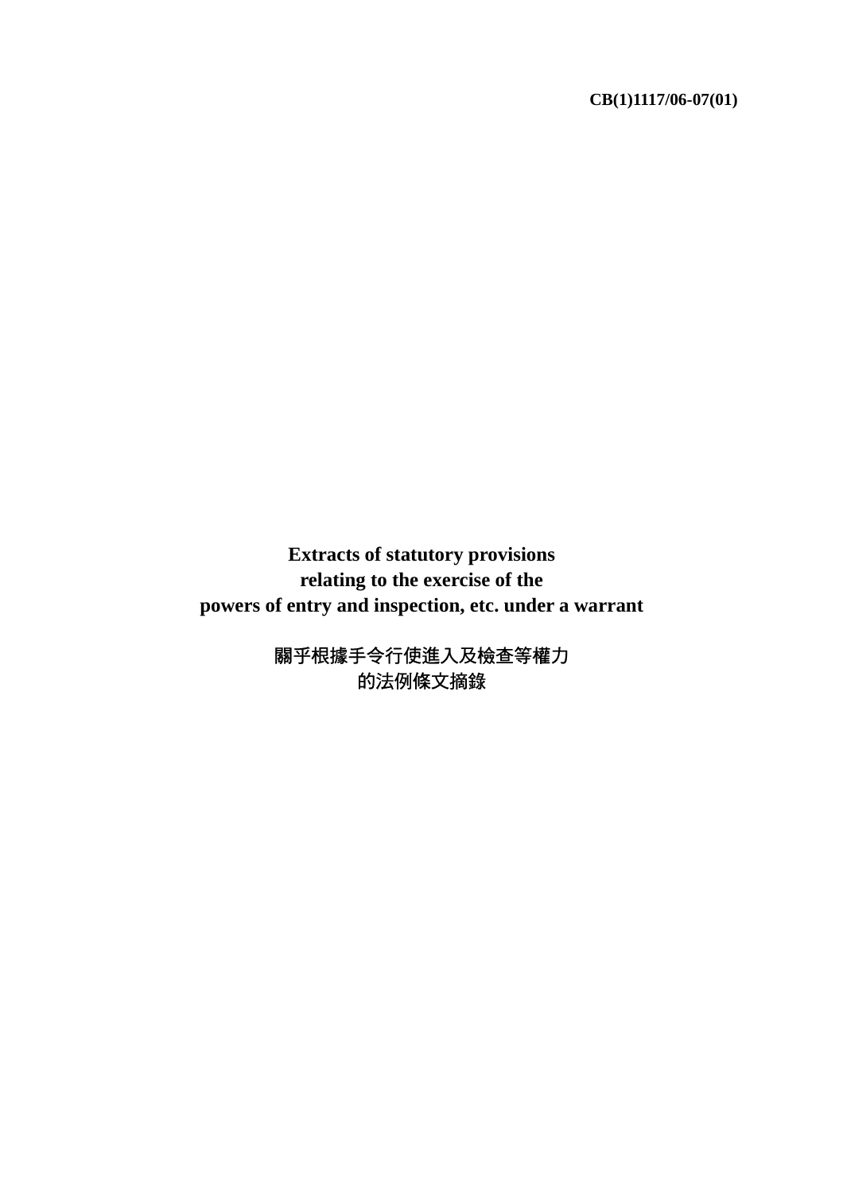CB(1)1117/06-07(01)

**Extracts of statutory provisions relating to the exercise of the powers of entry and inspection, etc. under a warrant**

關乎根據手令行使進入及檢查等權力
的法例條文摘錄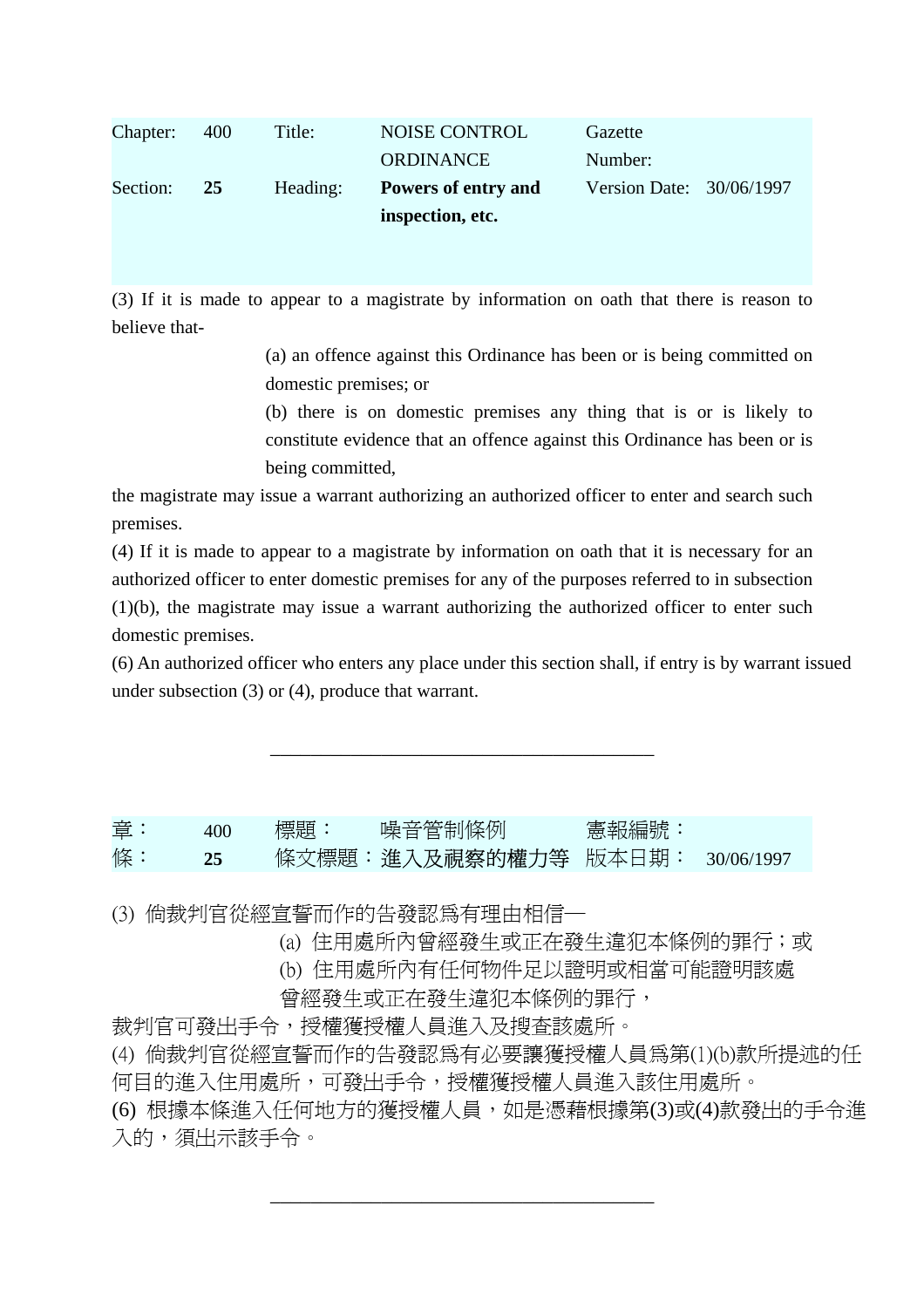| Chapter: | 400 | Title: | NOISE CONTROL ORDINANCE | Gazette Number: | |
|---|---|---|---|---|---|
| Section: | **25** | Heading: | **Powers of entry and inspection, etc.** | Version Date: | 30/06/1997 |

(3) If it is made to appear to a magistrate by information on oath that there is reason to believe that-

(a) an offence against this Ordinance has been or is being committed on domestic premises; or

(b) there is on domestic premises any thing that is or is likely to constitute evidence that an offence against this Ordinance has been or is being committed,

the magistrate may issue a warrant authorizing an authorized officer to enter and search such premises.

(4) If it is made to appear to a magistrate by information on oath that it is necessary for an authorized officer to enter domestic premises for any of the purposes referred to in subsection (1)(b), the magistrate may issue a warrant authorizing the authorized officer to enter such domestic premises.

(6) An authorized officer who enters any place under this section shall, if entry is by warrant issued under subsection (3) or (4), produce that warrant.

---

| 章： | 400 | 標題： | 噪音管制條例 | 憲報編號： | |
|---|---|---|---|---|---|
| 條： | **25** | 條文標題： | **進入及視察的權力等** | 版本日期： | 30/06/1997 |

(3) 倘裁判官從經宣誓而作的告發認為有理由相信—

(a) 住用處所內曾經發生或正在發生違犯本條例的罪行；或

(b) 住用處所內有任何物件足以證明或相當可能證明該處曾經發生或正在發生違犯本條例的罪行，

裁判官可發出手令，授權獲授權人員進入及搜查該處所。

(4) 倘裁判官從經宣誓而作的告發認為有必要讓獲授權人員為第(1)(b)款所提述的任何目的進入住用處所，可發出手令，授權獲授權人員進入該住用處所。

(6) 根據本條進入任何地方的獲授權人員，如是憑藉根據第(3)或(4)款發出的手令進入的，須出示該手令。

---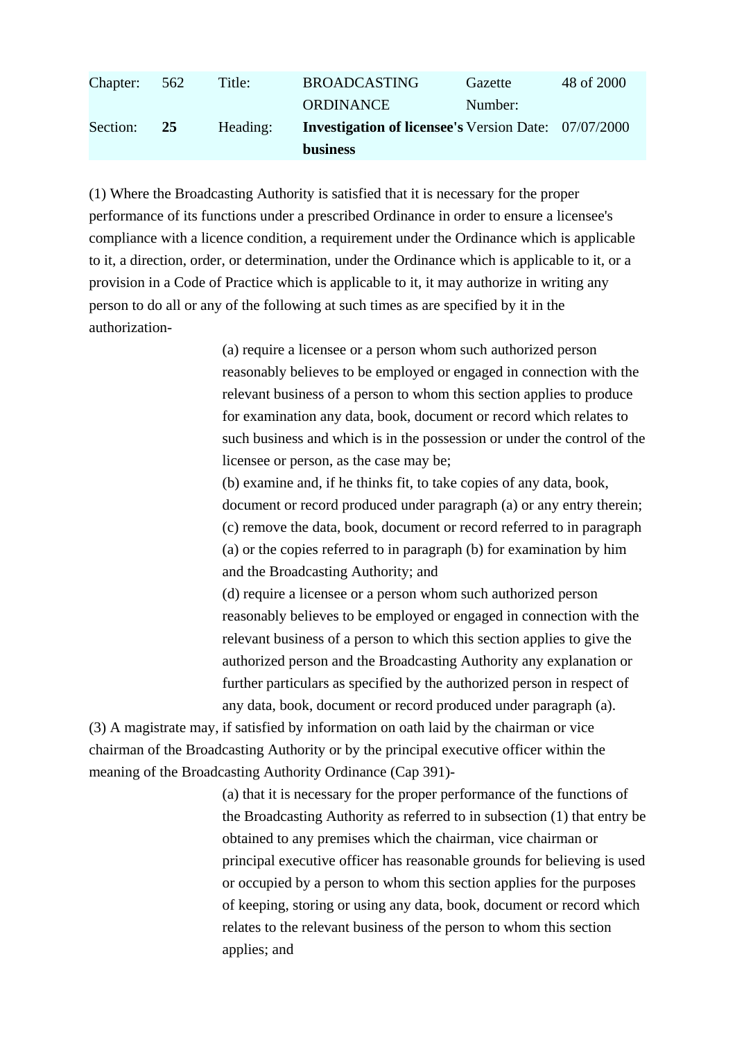| Chapter: | 562 | Title: | BROADCASTING ORDINANCE | Gazette Number: | 48 of 2000 |
|---|---|---|---|---|---|
| Section: | **25** | Heading: | **Investigation of licensee's business** | Version Date: | 07/07/2000 |

(1) Where the Broadcasting Authority is satisfied that it is necessary for the proper performance of its functions under a prescribed Ordinance in order to ensure a licensee's compliance with a licence condition, a requirement under the Ordinance which is applicable to it, a direction, order, or determination, under the Ordinance which is applicable to it, or a provision in a Code of Practice which is applicable to it, it may authorize in writing any person to do all or any of the following at such times as are specified by it in the authorization-

(a) require a licensee or a person whom such authorized person reasonably believes to be employed or engaged in connection with the relevant business of a person to whom this section applies to produce for examination any data, book, document or record which relates to such business and which is in the possession or under the control of the licensee or person, as the case may be;

(b) examine and, if he thinks fit, to take copies of any data, book, document or record produced under paragraph (a) or any entry therein;

(c) remove the data, book, document or record referred to in paragraph (a) or the copies referred to in paragraph (b) for examination by him and the Broadcasting Authority; and

(d) require a licensee or a person whom such authorized person reasonably believes to be employed or engaged in connection with the relevant business of a person to which this section applies to give the authorized person and the Broadcasting Authority any explanation or further particulars as specified by the authorized person in respect of any data, book, document or record produced under paragraph (a).

(3) A magistrate may, if satisfied by information on oath laid by the chairman or vice chairman of the Broadcasting Authority or by the principal executive officer within the meaning of the Broadcasting Authority Ordinance (Cap 391)-

(a) that it is necessary for the proper performance of the functions of the Broadcasting Authority as referred to in subsection (1) that entry be obtained to any premises which the chairman, vice chairman or principal executive officer has reasonable grounds for believing is used or occupied by a person to whom this section applies for the purposes of keeping, storing or using any data, book, document or record which relates to the relevant business of the person to whom this section applies; and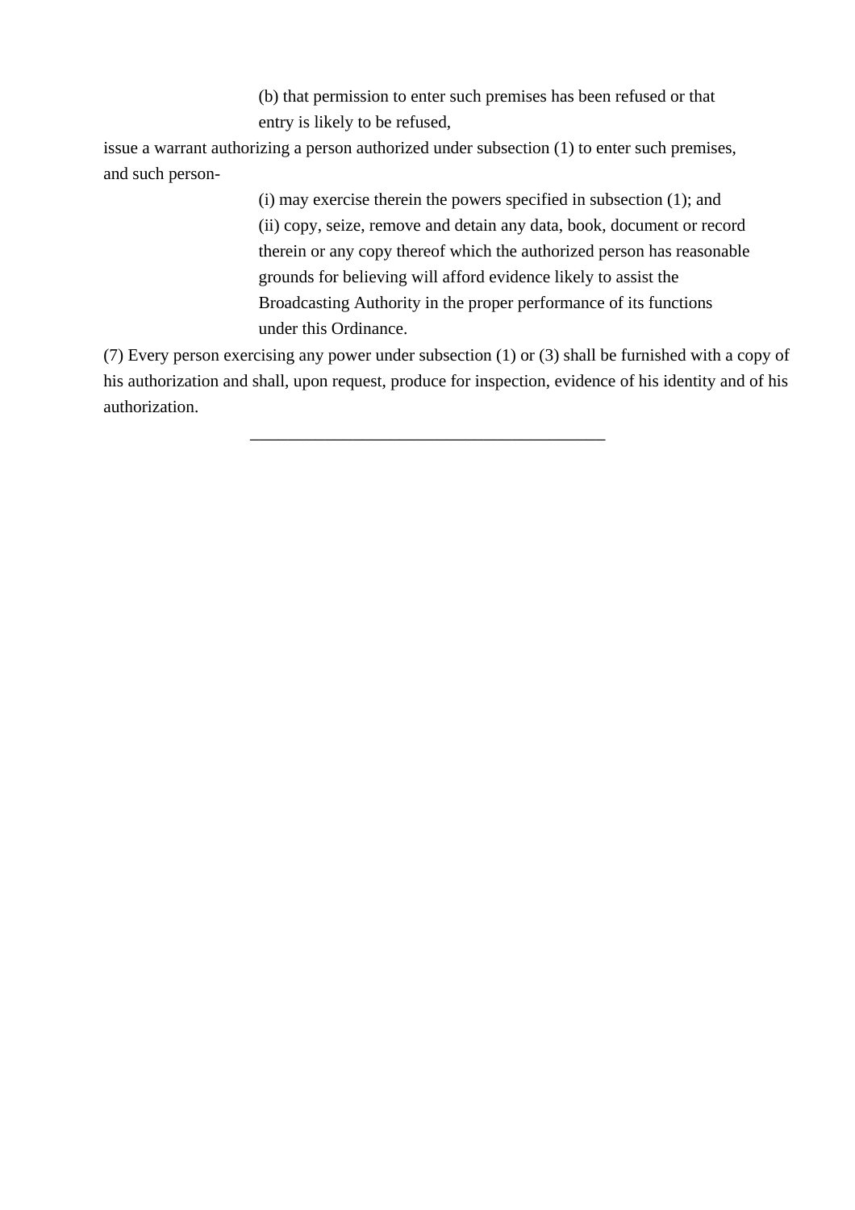(b) that permission to enter such premises has been refused or that entry is likely to be refused,

issue a warrant authorizing a person authorized under subsection (1) to enter such premises, and such person-

(i) may exercise therein the powers specified in subsection (1); and

(ii) copy, seize, remove and detain any data, book, document or record therein or any copy thereof which the authorized person has reasonable grounds for believing will afford evidence likely to assist the Broadcasting Authority in the proper performance of its functions under this Ordinance.

(7) Every person exercising any power under subsection (1) or (3) shall be furnished with a copy of his authorization and shall, upon request, produce for inspection, evidence of his identity and of his authorization.

---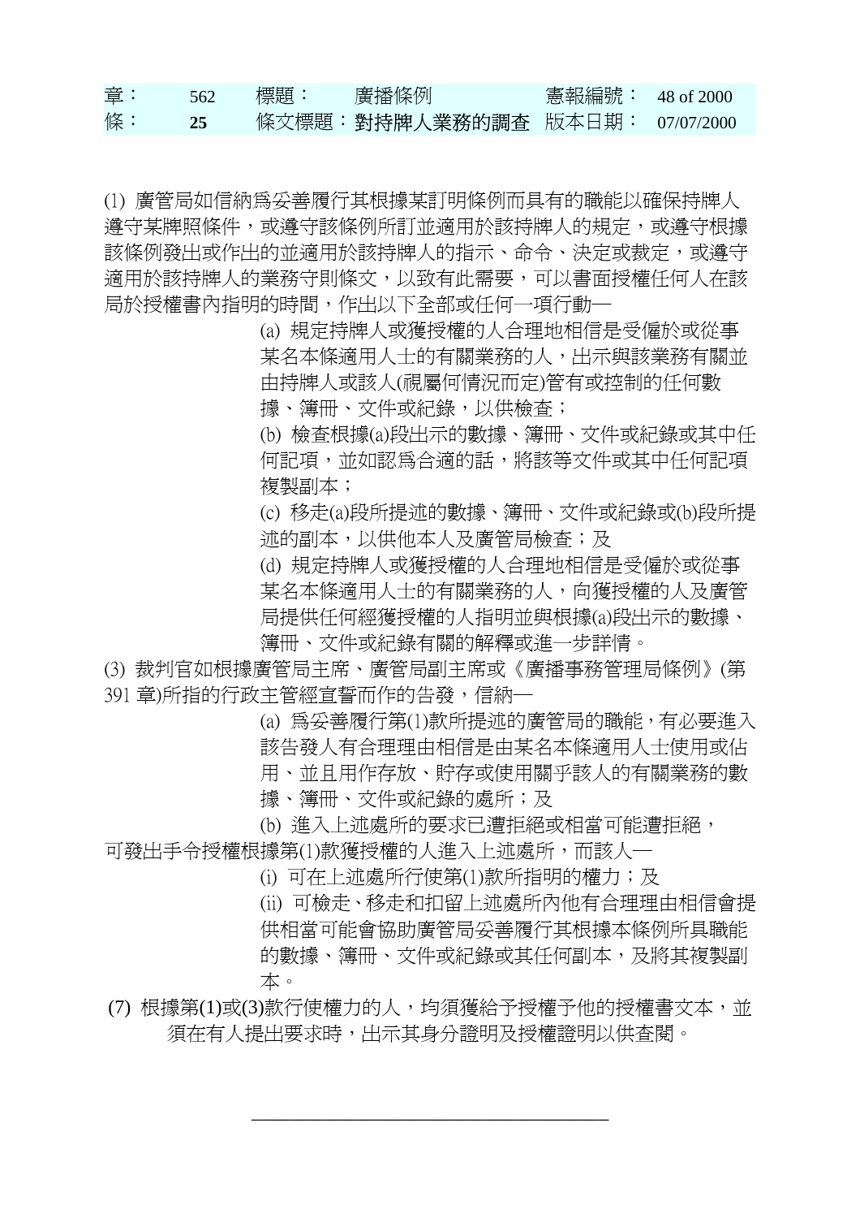| | | | | | |
|---|---|---|---|---|---|
| 章： | 562 | 標題： | 廣播條例 | 憲報編號： | 48 of 2000 |
| 條： | **25** | 條文標題： | **對持牌人業務的調查** | 版本日期： | 07/07/2000 |

(1) 廣管局如信納爲妥善履行其根據某訂明條例而具有的職能以確保持牌人遵守某牌照條件，或遵守該條例所訂並適用於該持牌人的規定，或遵守根據該條例發出或作出的並適用於該持牌人的指示、命令、決定或裁定，或遵守適用於該持牌人的業務守則條文，以致有此需要，可以書面授權任何人在該局於授權書內指明的時間，作出以下全部或任何一項行動—

(a) 規定持牌人或獲授權的人合理地相信是受僱於或從事某名本條適用人士的有關業務的人，出示與該業務有關並由持牌人或該人(視屬何情況而定)管有或控制的任何數據、簿冊、文件或紀錄，以供檢查；

(b) 檢查根據(a)段出示的數據、簿冊、文件或紀錄或其中任何記項，並如認爲合適的話，將該等文件或其中任何記項複製副本；

(c) 移走(a)段所提述的數據、簿冊、文件或紀錄或(b)段所提述的副本，以供他本人及廣管局檢查；及

(d) 規定持牌人或獲授權的人合理地相信是受僱於或從事某名本條適用人士的有關業務的人，向獲授權的人及廣管局提供任何經獲授權的人指明並與根據(a)段出示的數據、簿冊、文件或紀錄有關的解釋或進一步詳情。

(3) 裁判官如根據廣管局主席、廣管局副主席或《廣播事務管理局條例》(第391 章)所指的行政主管經宣誓而作的告發，信納—

(a) 爲妥善履行第(1)款所提述的廣管局的職能，有必要進入該告發人有合理理由相信是由某名本條適用人士使用或佔用、並且用作存放、貯存或使用關乎該人的有關業務的數據、簿冊、文件或紀錄的處所；及

(b) 進入上述處所的要求已遭拒絕或相當可能遭拒絕，

可發出手令授權根據第(1)款獲授權的人進入上述處所，而該人—

(i) 可在上述處所行使第(1)款所指明的權力；及

(ii) 可檢走、移走和扣留上述處所內他有合理理由相信會提供相當可能會協助廣管局妥善履行其根據本條例所具職能的數據、簿冊、文件或紀錄或其任何副本，及將其複製副本。

(7) 根據第(1)或(3)款行使權力的人，均須獲給予授權予他的授權書文本，並須在有人提出要求時，出示其身分證明及授權證明以供查閱。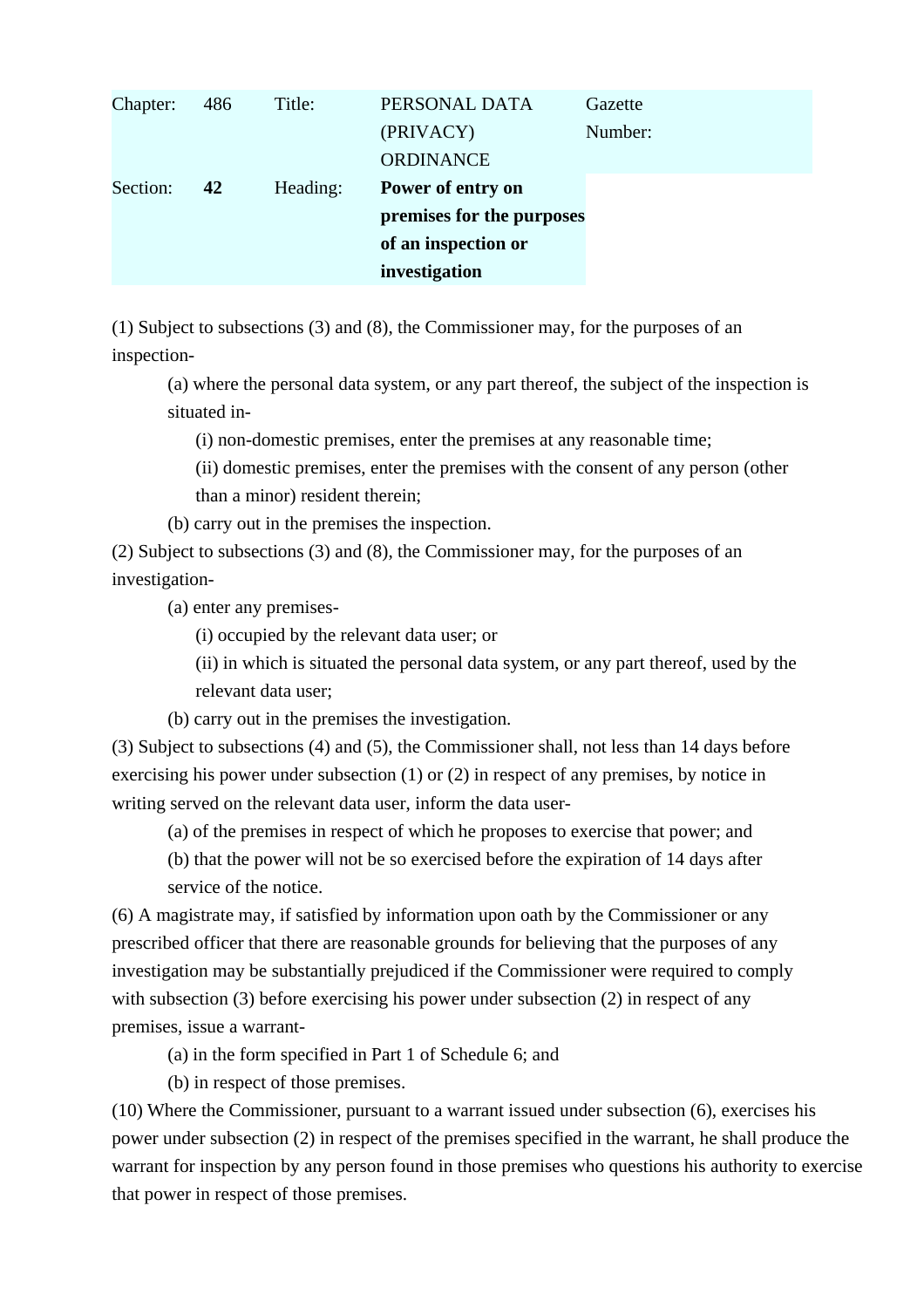| | | | | |
|---|---|---|---|---|
| Chapter: | 486 | Title: | PERSONAL DATA (PRIVACY) ORDINANCE | Gazette Number: |
| Section: | **42** | Heading: | **Power of entry on premises for the purposes of an inspection or investigation** | |

(1) Subject to subsections (3) and (8), the Commissioner may, for the purposes of an inspection-

(a) where the personal data system, or any part thereof, the subject of the inspection is situated in-

(i) non-domestic premises, enter the premises at any reasonable time;

(ii) domestic premises, enter the premises with the consent of any person (other than a minor) resident therein;

(b) carry out in the premises the inspection.

(2) Subject to subsections (3) and (8), the Commissioner may, for the purposes of an investigation-

(a) enter any premises-

(i) occupied by the relevant data user; or

(ii) in which is situated the personal data system, or any part thereof, used by the relevant data user;

(b) carry out in the premises the investigation.

(3) Subject to subsections (4) and (5), the Commissioner shall, not less than 14 days before exercising his power under subsection (1) or (2) in respect of any premises, by notice in writing served on the relevant data user, inform the data user-

(a) of the premises in respect of which he proposes to exercise that power; and

(b) that the power will not be so exercised before the expiration of 14 days after service of the notice.

(6) A magistrate may, if satisfied by information upon oath by the Commissioner or any prescribed officer that there are reasonable grounds for believing that the purposes of any investigation may be substantially prejudiced if the Commissioner were required to comply with subsection (3) before exercising his power under subsection (2) in respect of any premises, issue a warrant-

(a) in the form specified in Part 1 of Schedule 6; and

(b) in respect of those premises.

(10) Where the Commissioner, pursuant to a warrant issued under subsection (6), exercises his power under subsection (2) in respect of the premises specified in the warrant, he shall produce the warrant for inspection by any person found in those premises who questions his authority to exercise that power in respect of those premises.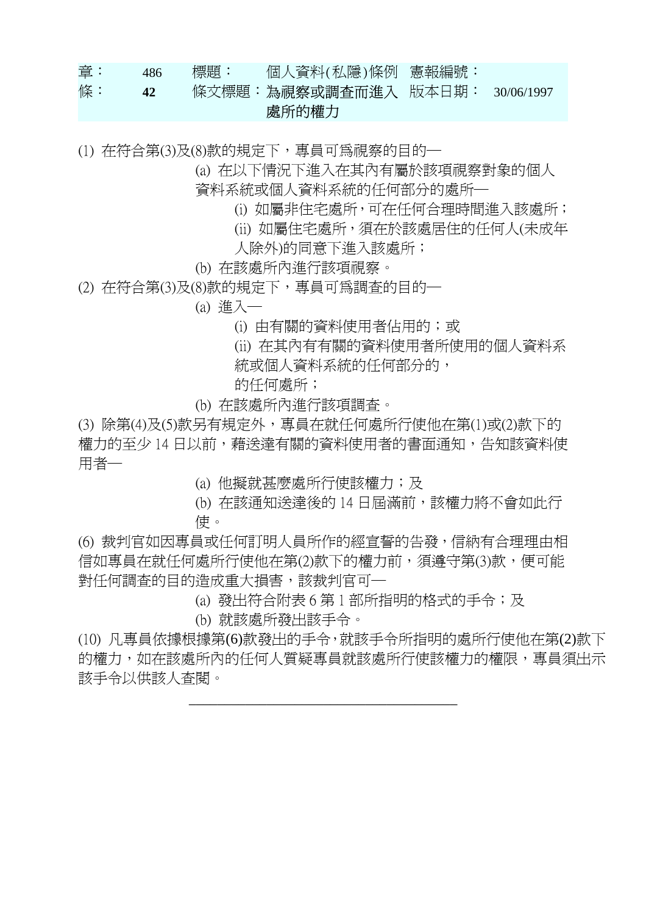| 章： | 486 | 標題： | 個人資料(私隱)條例 | 憲報編號： | |
|---|---|---|---|---|---|
| 條： | **42** | 條文標題： | **為視察或調查而進入處所的權力** | 版本日期： | 30/06/1997 |

(1) 在符合第(3)及(8)款的規定下，專員可爲視察的目的—

(a) 在以下情況下進入在其內有屬於該項視察對象的個人資料系統或個人資料系統的任何部分的處所—

(i) 如屬非住宅處所，可在任何合理時間進入該處所；

(ii) 如屬住宅處所，須在於該處居住的任何人(未成年人除外)的同意下進入該處所；

(b) 在該處所內進行該項視察。

(2) 在符合第(3)及(8)款的規定下，專員可爲調查的目的—

(a) 進入—

(i) 由有關的資料使用者佔用的；或

(ii) 在其內有有關的資料使用者所使用的個人資料系統或個人資料系統的任何部分的，

的任何處所；

(b) 在該處所內進行該項調查。

(3) 除第(4)及(5)款另有規定外，專員在就任何處所行使他在第(1)或(2)款下的權力的至少 14 日以前，藉送達有關的資料使用者的書面通知，告知該資料使用者—

(a) 他擬就甚麼處所行使該權力；及

(b) 在該通知送達後的 14 日屆滿前，該權力將不會如此行使。

(6) 裁判官如因專員或任何訂明人員所作的經宣誓的告發，信納有合理理由相信如專員在就任何處所行使他在第(2)款下的權力前，須遵守第(3)款，便可能對任何調查的目的造成重大損害，該裁判官可—

(a) 發出符合附表 6 第 1 部所指明的格式的手令；及

(b) 就該處所發出該手令。

(10) 凡專員依據根據第(6)款發出的手令，就該手令所指明的處所行使他在第(2)款下的權力，如在該處所內的任何人質疑專員就該處所行使該權力的權限，專員須出示該手令以供該人查閱。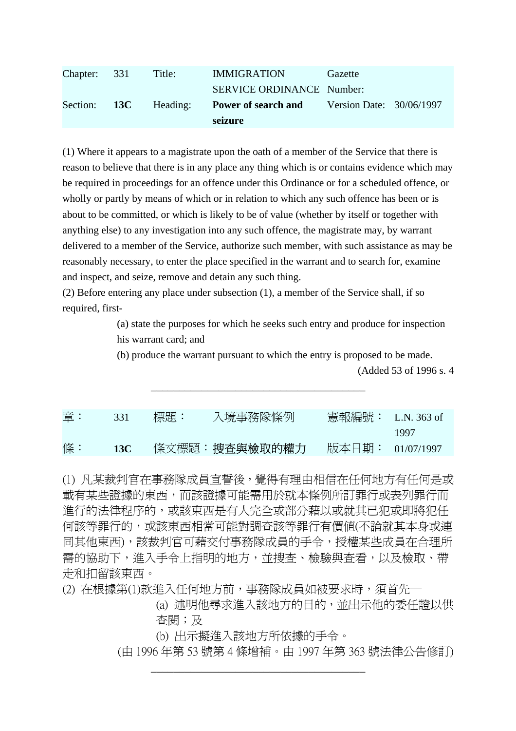| | | | | | |
|---|---|---|---|---|---|
| Chapter: | 331 | Title: | IMMIGRATION SERVICE ORDINANCE | Gazette Number: | |
| Section: | **13C** | Heading: | **Power of search and seizure** | Version Date: | 30/06/1997 |

(1) Where it appears to a magistrate upon the oath of a member of the Service that there is reason to believe that there is in any place any thing which is or contains evidence which may be required in proceedings for an offence under this Ordinance or for a scheduled offence, or wholly or partly by means of which or in relation to which any such offence has been or is about to be committed, or which is likely to be of value (whether by itself or together with anything else) to any investigation into any such offence, the magistrate may, by warrant delivered to a member of the Service, authorize such member, with such assistance as may be reasonably necessary, to enter the place specified in the warrant and to search for, examine and inspect, and seize, remove and detain any such thing.

(2) Before entering any place under subsection (1), a member of the Service shall, if so required, first-

(a) state the purposes for which he seeks such entry and produce for inspection his warrant card; and

(b) produce the warrant pursuant to which the entry is proposed to be made.

(Added 53 of 1996 s. 4

______________________________________

| | | | | | |
|---|---|---|---|---|---|
| 章： | 331 | 標題： | 入境事務隊條例 | 憲報編號： | L.N. 363 of 1997 |
| 條： | **13C** | 條文標題： | **搜查與檢取的權力** | 版本日期： | 01/07/1997 |

(1) 凡某裁判官在事務隊成員宣誓後，覺得有理由相信在任何地方有任何是或載有某些證據的東西，而該證據可能需用於就本條例所訂罪行或表列罪行而進行的法律程序的，或該東西是有人完全或部分藉以或就其已犯或即將犯任何該等罪行的，或該東西相當可能對調查該等罪行有價值(不論就其本身或連同其他東西)，該裁判官可藉交付事務隊成員的手令，授權某些成員在合理所需的協助下，進入手令上指明的地方，並搜查、檢驗與查看，以及檢取、帶走和扣留該東西。

(2) 在根據第(1)款進入任何地方前，事務隊成員如被要求時，須首先—

(a) 述明他尋求進入該地方的目的，並出示他的委任證以供查閱；及

(b) 出示擬進入該地方所依據的手令。

(由 1996 年第 53 號第 4 條增補。由 1997 年第 363 號法律公告修訂)

______________________________________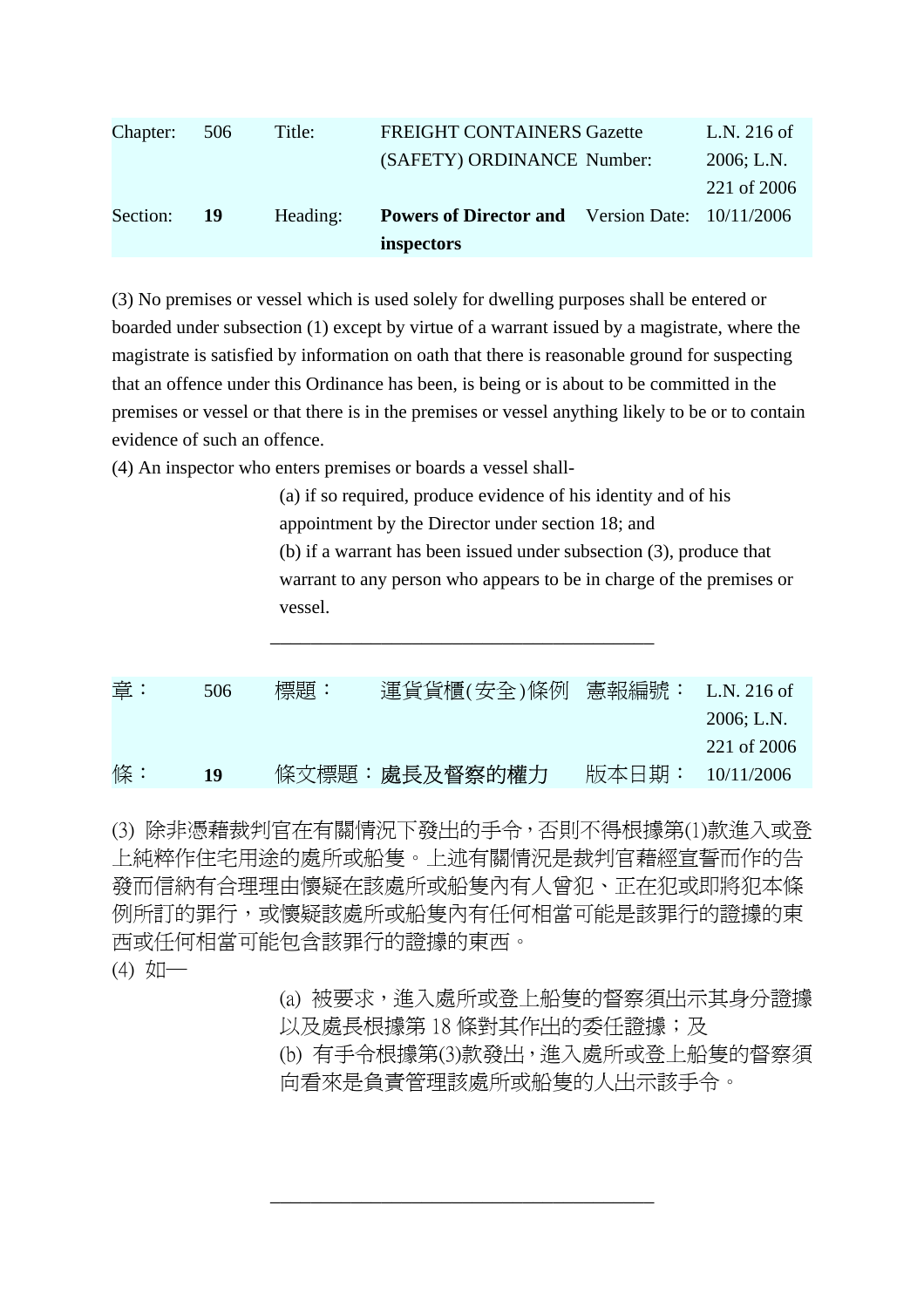| | | | | | |
|---|---|---|---|---|---|
| Chapter: | 506 | Title: | FREIGHT CONTAINERS (SAFETY) ORDINANCE | Gazette Number: | L.N. 216 of 2006; L.N. 221 of 2006 |
| Section: | **19** | Heading: | **Powers of Director and inspectors** | Version Date: | 10/11/2006 |

(3) No premises or vessel which is used solely for dwelling purposes shall be entered or boarded under subsection (1) except by virtue of a warrant issued by a magistrate, where the magistrate is satisfied by information on oath that there is reasonable ground for suspecting that an offence under this Ordinance has been, is being or is about to be committed in the premises or vessel or that there is in the premises or vessel anything likely to be or to contain evidence of such an offence.

(4) An inspector who enters premises or boards a vessel shall-

(a) if so required, produce evidence of his identity and of his appointment by the Director under section 18; and

(b) if a warrant has been issued under subsection (3), produce that warrant to any person who appears to be in charge of the premises or vessel.

---

| | | | | | |
|---|---|---|---|---|---|
| 章： | 506 | 標題： | 運貨貨櫃(安全)條例 | 憲報編號： | L.N. 216 of 2006; L.N. 221 of 2006 |
| 條： | **19** | 條文標題： | **處長及督察的權力** | 版本日期： | 10/11/2006 |

(3) 除非憑藉裁判官在有關情況下發出的手令，否則不得根據第(1)款進入或登上純粹作住宅用途的處所或船隻。上述有關情況是裁判官藉經宣誓而作的告發而信納有合理理由懷疑在該處所或船隻內有人曾犯、正在犯或即將犯本條例所訂的罪行，或懷疑該處所或船隻內有任何相當可能是該罪行的證據的東西或任何相當可能包含該罪行的證據的東西。

(4) 如—

(a) 被要求，進入處所或登上船隻的督察須出示其身分證據以及處長根據第 18 條對其作出的委任證據；及

(b) 有手令根據第(3)款發出，進入處所或登上船隻的督察須向看來是負責管理該處所或船隻的人出示該手令。

---